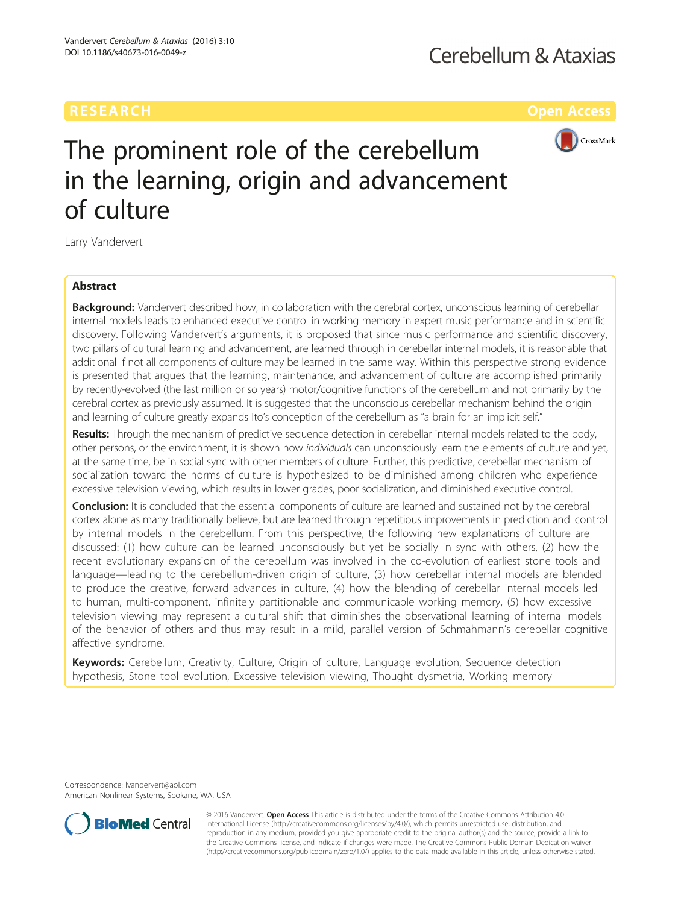# The prominent role of the cerebellum in the learning, origin and advancement of culture

Larry Vandervert

## Abstract

**Background:** Vandervert described how, in collaboration with the cerebral cortex, unconscious learning of cerebellar internal models leads to enhanced executive control in working memory in expert music performance and in scientific discovery. Following Vandervert's arguments, it is proposed that since music performance and scientific discovery, two pillars of cultural learning and advancement, are learned through in cerebellar internal models, it is reasonable that additional if not all components of culture may be learned in the same way. Within this perspective strong evidence is presented that argues that the learning, maintenance, and advancement of culture are accomplished primarily by recently-evolved (the last million or so years) motor/cognitive functions of the cerebellum and not primarily by the cerebral cortex as previously assumed. It is suggested that the unconscious cerebellar mechanism behind the origin and learning of culture greatly expands Ito's conception of the cerebellum as "a brain for an implicit self."

**Results:** Through the mechanism of predictive sequence detection in cerebellar internal models related to the body, other persons, or the environment, it is shown how *individuals* can unconsciously learn the elements of culture and yet, at the same time, be in social sync with other members of culture. Further, this predictive, cerebellar mechanism of socialization toward the norms of culture is hypothesized to be diminished among children who experience excessive television viewing, which results in lower grades, poor socialization, and diminished executive control.

**Conclusion:** It is concluded that the essential components of culture are learned and sustained not by the cerebral cortex alone as many traditionally believe, but are learned through repetitious improvements in prediction and control by internal models in the cerebellum. From this perspective, the following new explanations of culture are discussed: (1) how culture can be learned unconsciously but yet be socially in sync with others, (2) how the recent evolutionary expansion of the cerebellum was involved in the co-evolution of earliest stone tools and language—leading to the cerebellum-driven origin of culture, (3) how cerebellar internal models are blended to produce the creative, forward advances in culture, (4) how the blending of cerebellar internal models led to human, multi-component, infinitely partitionable and communicable working memory, (5) how excessive television viewing may represent a cultural shift that diminishes the observational learning of internal models of the behavior of others and thus may result in a mild, parallel version of Schmahmann's cerebellar cognitive affective syndrome.

**Keywords:** Cerebellum, Creativity, Culture, Origin of culture, Language evolution, Sequence detection hypothesis, Stone tool evolution, Excessive television viewing, Thought dysmetria, Working memory

Correspondence: lvandervert@aol.com
American Nonlinear Systems, Spokane, WA, USA

© 2016 Vandervert. **Open Access** This article is distributed under the terms of the Creative Commons Attribution 4.0 International License (http://creativecommons.org/licenses/by/4.0/), which permits unrestricted use, distribution, and reproduction in any medium, provided you give appropriate credit to the original author(s) and the source, provide a link to the Creative Commons license, and indicate if changes were made. The Creative Commons Public Domain Dedication waiver (http://creativecommons.org/publicdomain/zero/1.0/) applies to the data made available in this article, unless otherwise stated.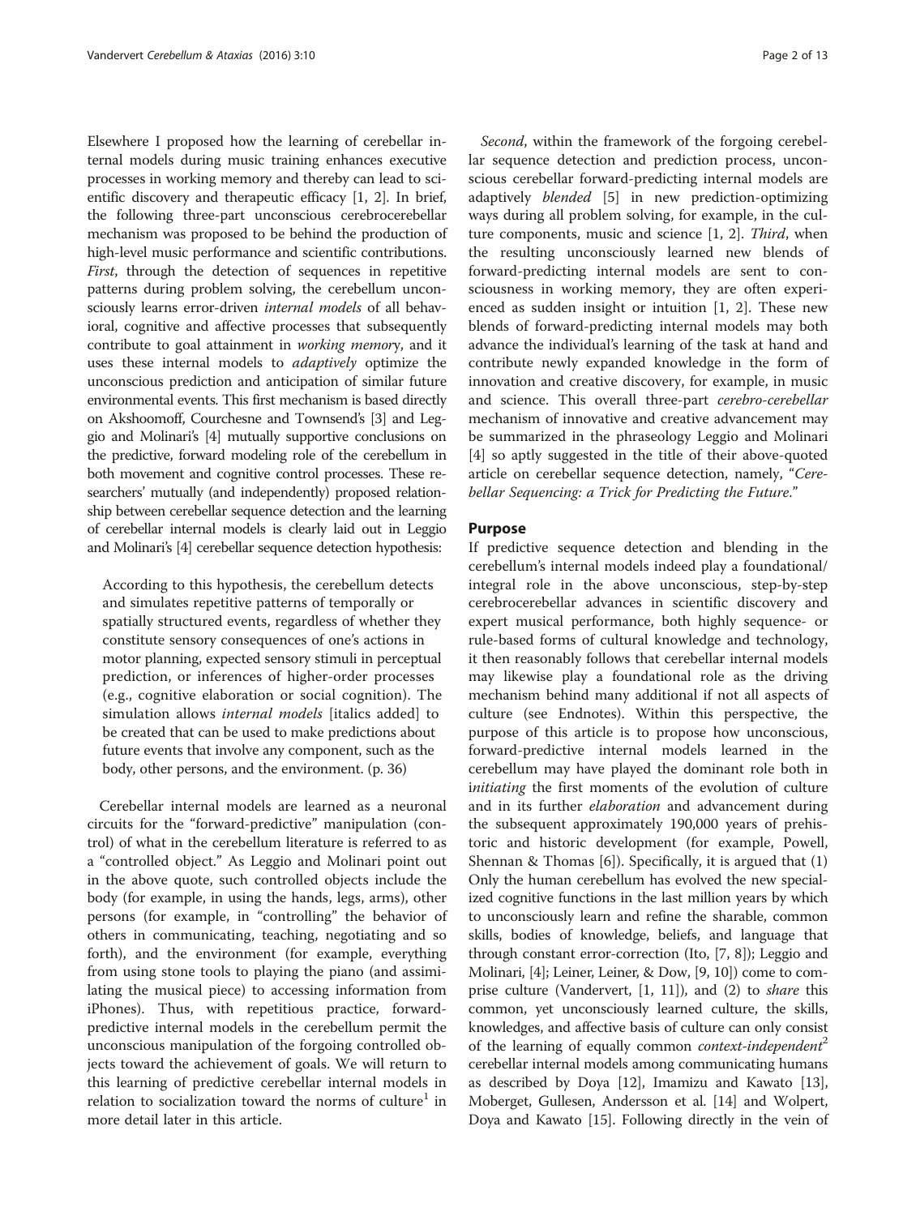Elsewhere I proposed how the learning of cerebellar internal models during music training enhances executive processes in working memory and thereby can lead to scientific discovery and therapeutic efficacy [1, 2]. In brief, the following three-part unconscious cerebrocerebellar mechanism was proposed to be behind the production of high-level music performance and scientific contributions. *First*, through the detection of sequences in repetitive patterns during problem solving, the cerebellum unconsciously learns error-driven *internal models* of all behavioral, cognitive and affective processes that subsequently contribute to goal attainment in *working memory*, and it uses these internal models to *adaptively* optimize the unconscious prediction and anticipation of similar future environmental events. This first mechanism is based directly on Akshoomoff, Courchesne and Townsend's [3] and Leggio and Molinari's [4] mutually supportive conclusions on the predictive, forward modeling role of the cerebellum in both movement and cognitive control processes. These researchers' mutually (and independently) proposed relationship between cerebellar sequence detection and the learning of cerebellar internal models is clearly laid out in Leggio and Molinari's [4] cerebellar sequence detection hypothesis:

> According to this hypothesis, the cerebellum detects and simulates repetitive patterns of temporally or spatially structured events, regardless of whether they constitute sensory consequences of one's actions in motor planning, expected sensory stimuli in perceptual prediction, or inferences of higher-order processes (e.g., cognitive elaboration or social cognition). The simulation allows *internal models* [italics added] to be created that can be used to make predictions about future events that involve any component, such as the body, other persons, and the environment. (p. 36)

Cerebellar internal models are learned as a neuronal circuits for the "forward-predictive" manipulation (control) of what in the cerebellum literature is referred to as a "controlled object." As Leggio and Molinari point out in the above quote, such controlled objects include the body (for example, in using the hands, legs, arms), other persons (for example, in "controlling" the behavior of others in communicating, teaching, negotiating and so forth), and the environment (for example, everything from using stone tools to playing the piano (and assimilating the musical piece) to accessing information from iPhones). Thus, with repetitious practice, forward-predictive internal models in the cerebellum permit the unconscious manipulation of the forgoing controlled objects toward the achievement of goals. We will return to this learning of predictive cerebellar internal models in relation to socialization toward the norms of culture[1] in more detail later in this article.

*Second*, within the framework of the forgoing cerebellar sequence detection and prediction process, unconscious cerebellar forward-predicting internal models are adaptively *blended* [5] in new prediction-optimizing ways during all problem solving, for example, in the culture components, music and science [1, 2]. *Third*, when the resulting unconsciously learned new blends of forward-predicting internal models are sent to consciousness in working memory, they are often experienced as sudden insight or intuition [1, 2]. These new blends of forward-predicting internal models may both advance the individual's learning of the task at hand and contribute newly expanded knowledge in the form of innovation and creative discovery, for example, in music and science. This overall three-part *cerebro-cerebellar* mechanism of innovative and creative advancement may be summarized in the phraseology Leggio and Molinari [4] so aptly suggested in the title of their above-quoted article on cerebellar sequence detection, namely, "*Cerebellar Sequencing: a Trick for Predicting the Future.*"

## Purpose

If predictive sequence detection and blending in the cerebellum's internal models indeed play a foundational/integral role in the above unconscious, step-by-step cerebrocerebellar advances in scientific discovery and expert musical performance, both highly sequence- or rule-based forms of cultural knowledge and technology, it then reasonably follows that cerebellar internal models may likewise play a foundational role as the driving mechanism behind many additional if not all aspects of culture (see Endnotes). Within this perspective, the purpose of this article is to propose how unconscious, forward-predictive internal models learned in the cerebellum may have played the dominant role both in i*nitiating* the first moments of the evolution of culture and in its further *elaboration* and advancement during the subsequent approximately 190,000 years of prehistoric and historic development (for example, Powell, Shennan & Thomas [6]). Specifically, it is argued that (1) Only the human cerebellum has evolved the new specialized cognitive functions in the last million years by which to unconsciously learn and refine the sharable, common skills, bodies of knowledge, beliefs, and language that through constant error-correction (Ito, [7, 8]); Leggio and Molinari, [4]; Leiner, Leiner, & Dow, [9, 10]) come to comprise culture (Vandervert, [1, 11]), and (2) to *share* this common, yet unconsciously learned culture, the skills, knowledges, and affective basis of culture can only consist of the learning of equally common *context-independent*[2] cerebellar internal models among communicating humans as described by Doya [12], Imamizu and Kawato [13], Moberget, Gullesen, Andersson et al. [14] and Wolpert, Doya and Kawato [15]. Following directly in the vein of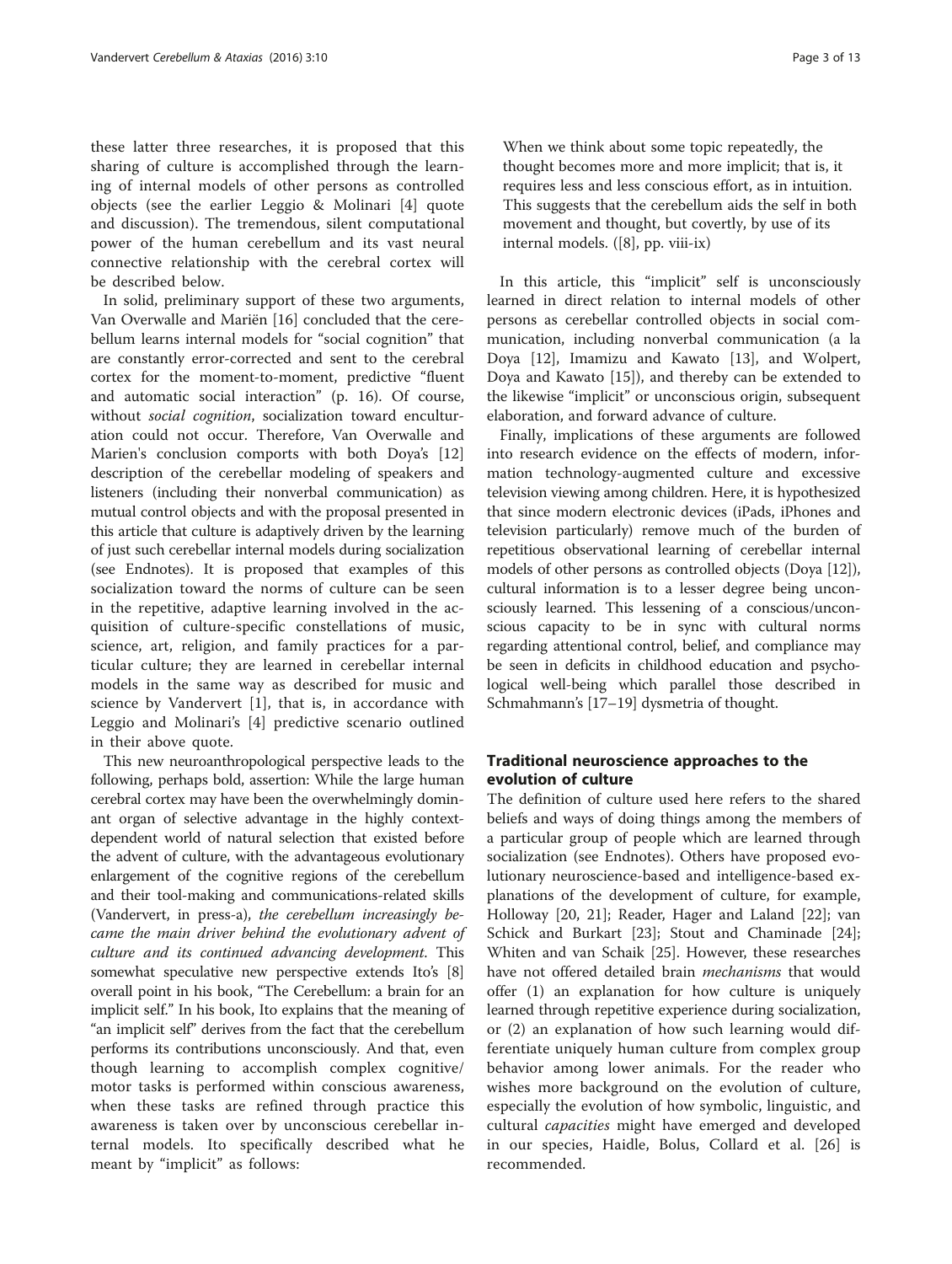these latter three researches, it is proposed that this sharing of culture is accomplished through the learning of internal models of other persons as controlled objects (see the earlier Leggio & Molinari [4] quote and discussion). The tremendous, silent computational power of the human cerebellum and its vast neural connective relationship with the cerebral cortex will be described below.

In solid, preliminary support of these two arguments, Van Overwalle and Mariën [16] concluded that the cerebellum learns internal models for "social cognition" that are constantly error-corrected and sent to the cerebral cortex for the moment-to-moment, predictive "fluent and automatic social interaction" (p. 16). Of course, without *social cognition*, socialization toward enculturation could not occur. Therefore, Van Overwalle and Marien's conclusion comports with both Doya's [12] description of the cerebellar modeling of speakers and listeners (including their nonverbal communication) as mutual control objects and with the proposal presented in this article that culture is adaptively driven by the learning of just such cerebellar internal models during socialization (see Endnotes). It is proposed that examples of this socialization toward the norms of culture can be seen in the repetitive, adaptive learning involved in the acquisition of culture-specific constellations of music, science, art, religion, and family practices for a particular culture; they are learned in cerebellar internal models in the same way as described for music and science by Vandervert [1], that is, in accordance with Leggio and Molinari's [4] predictive scenario outlined in their above quote.

This new neuroanthropological perspective leads to the following, perhaps bold, assertion: While the large human cerebral cortex may have been the overwhelmingly dominant organ of selective advantage in the highly context-dependent world of natural selection that existed before the advent of culture, with the advantageous evolutionary enlargement of the cognitive regions of the cerebellum and their tool-making and communications-related skills (Vandervert, in press-a), *the cerebellum increasingly became the main driver behind the evolutionary advent of culture and its continued advancing development.* This somewhat speculative new perspective extends Ito's [8] overall point in his book, "The Cerebellum: a brain for an implicit self." In his book, Ito explains that the meaning of "an implicit self" derives from the fact that the cerebellum performs its contributions unconsciously. And that, even though learning to accomplish complex cognitive/motor tasks is performed within conscious awareness, when these tasks are refined through practice this awareness is taken over by unconscious cerebellar internal models. Ito specifically described what he meant by "implicit" as follows:

> When we think about some topic repeatedly, the thought becomes more and more implicit; that is, it requires less and less conscious effort, as in intuition. This suggests that the cerebellum aids the self in both movement and thought, but covertly, by use of its internal models. ([8], pp. viii-ix)

In this article, this "implicit" self is unconsciously learned in direct relation to internal models of other persons as cerebellar controlled objects in social communication, including nonverbal communication (a la Doya [12], Imamizu and Kawato [13], and Wolpert, Doya and Kawato [15]), and thereby can be extended to the likewise "implicit" or unconscious origin, subsequent elaboration, and forward advance of culture.

Finally, implications of these arguments are followed into research evidence on the effects of modern, information technology-augmented culture and excessive television viewing among children. Here, it is hypothesized that since modern electronic devices (iPads, iPhones and television particularly) remove much of the burden of repetitious observational learning of cerebellar internal models of other persons as controlled objects (Doya [12]), cultural information is to a lesser degree being unconsciously learned. This lessening of a conscious/unconscious capacity to be in sync with cultural norms regarding attentional control, belief, and compliance may be seen in deficits in childhood education and psychological well-being which parallel those described in Schmahmann's [17–19] dysmetria of thought.

## Traditional neuroscience approaches to the evolution of culture

The definition of culture used here refers to the shared beliefs and ways of doing things among the members of a particular group of people which are learned through socialization (see Endnotes). Others have proposed evolutionary neuroscience-based and intelligence-based explanations of the development of culture, for example, Holloway [20, 21]; Reader, Hager and Laland [22]; van Schick and Burkart [23]; Stout and Chaminade [24]; Whiten and van Schaik [25]. However, these researches have not offered detailed brain *mechanisms* that would offer (1) an explanation for how culture is uniquely learned through repetitive experience during socialization, or (2) an explanation of how such learning would differentiate uniquely human culture from complex group behavior among lower animals. For the reader who wishes more background on the evolution of culture, especially the evolution of how symbolic, linguistic, and cultural *capacities* might have emerged and developed in our species, Haidle, Bolus, Collard et al. [26] is recommended.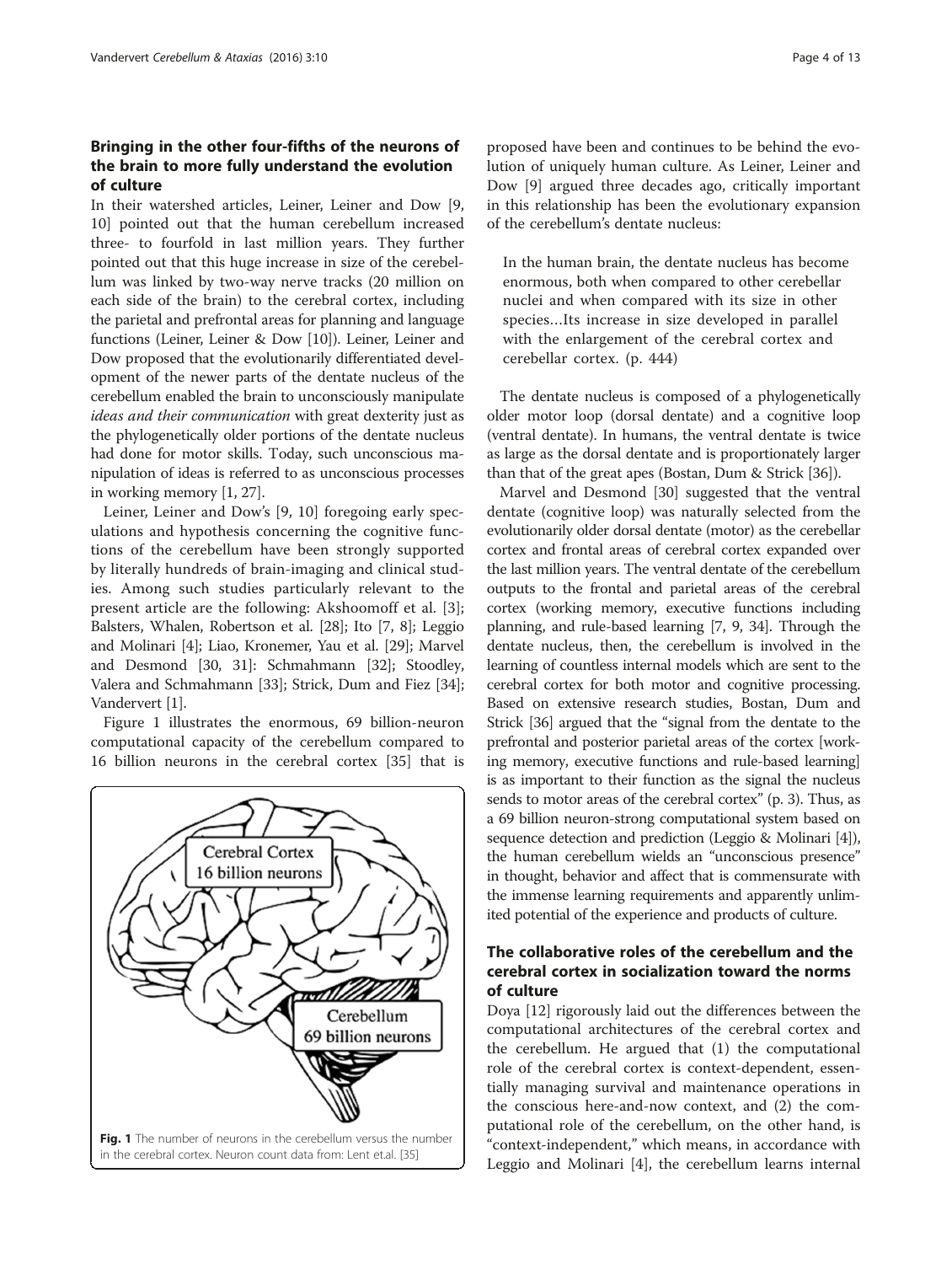## Bringing in the other four-fifths of the neurons of the brain to more fully understand the evolution of culture

In their watershed articles, Leiner, Leiner and Dow [9, 10] pointed out that the human cerebellum increased three- to fourfold in last million years. They further pointed out that this huge increase in size of the cerebellum was linked by two-way nerve tracks (20 million on each side of the brain) to the cerebral cortex, including the parietal and prefrontal areas for planning and language functions (Leiner, Leiner & Dow [10]). Leiner, Leiner and Dow proposed that the evolutionarily differentiated development of the newer parts of the dentate nucleus of the cerebellum enabled the brain to unconsciously manipulate *ideas and their communication* with great dexterity just as the phylogenetically older portions of the dentate nucleus had done for motor skills. Today, such unconscious manipulation of ideas is referred to as unconscious processes in working memory [1, 27].

Leiner, Leiner and Dow's [9, 10] foregoing early speculations and hypothesis concerning the cognitive functions of the cerebellum have been strongly supported by literally hundreds of brain-imaging and clinical studies. Among such studies particularly relevant to the present article are the following: Akshoomoff et al. [3]; Balsters, Whalen, Robertson et al. [28]; Ito [7, 8]; Leggio and Molinari [4]; Liao, Kronemer, Yau et al. [29]; Marvel and Desmond [30, 31]: Schmahmann [32]; Stoodley, Valera and Schmahmann [33]; Strick, Dum and Fiez [34]; Vandervert [1].

Figure 1 illustrates the enormous, 69 billion-neuron computational capacity of the cerebellum compared to 16 billion neurons in the cerebral cortex [35] that is proposed have been and continues to be behind the evolution of uniquely human culture. As Leiner, Leiner and Dow [9] argued three decades ago, critically important in this relationship has been the evolutionary expansion of the cerebellum's dentate nucleus:

> In the human brain, the dentate nucleus has become enormous, both when compared to other cerebellar nuclei and when compared with its size in other species…Its increase in size developed in parallel with the enlargement of the cerebral cortex and cerebellar cortex. (p. 444)

Cerebral Cortex 16 billion neurons

Cerebellum 69 billion neurons

**Fig. 1** The number of neurons in the cerebellum versus the number in the cerebral cortex. Neuron count data from: Lent et.al. [35]

The dentate nucleus is composed of a phylogenetically older motor loop (dorsal dentate) and a cognitive loop (ventral dentate). In humans, the ventral dentate is twice as large as the dorsal dentate and is proportionately larger than that of the great apes (Bostan, Dum & Strick [36]).

Marvel and Desmond [30] suggested that the ventral dentate (cognitive loop) was naturally selected from the evolutionarily older dorsal dentate (motor) as the cerebellar cortex and frontal areas of cerebral cortex expanded over the last million years. The ventral dentate of the cerebellum outputs to the frontal and parietal areas of the cerebral cortex (working memory, executive functions including planning, and rule-based learning [7, 9, 34]. Through the dentate nucleus, then, the cerebellum is involved in the learning of countless internal models which are sent to the cerebral cortex for both motor and cognitive processing. Based on extensive research studies, Bostan, Dum and Strick [36] argued that the "signal from the dentate to the prefrontal and posterior parietal areas of the cortex [working memory, executive functions and rule-based learning] is as important to their function as the signal the nucleus sends to motor areas of the cerebral cortex" (p. 3). Thus, as a 69 billion neuron-strong computational system based on sequence detection and prediction (Leggio & Molinari [4]), the human cerebellum wields an "unconscious presence" in thought, behavior and affect that is commensurate with the immense learning requirements and apparently unlimited potential of the experience and products of culture.

## The collaborative roles of the cerebellum and the cerebral cortex in socialization toward the norms of culture

Doya [12] rigorously laid out the differences between the computational architectures of the cerebral cortex and the cerebellum. He argued that (1) the computational role of the cerebral cortex is context-dependent, essentially managing survival and maintenance operations in the conscious here-and-now context, and (2) the computational role of the cerebellum, on the other hand, is "context-independent," which means, in accordance with Leggio and Molinari [4], the cerebellum learns internal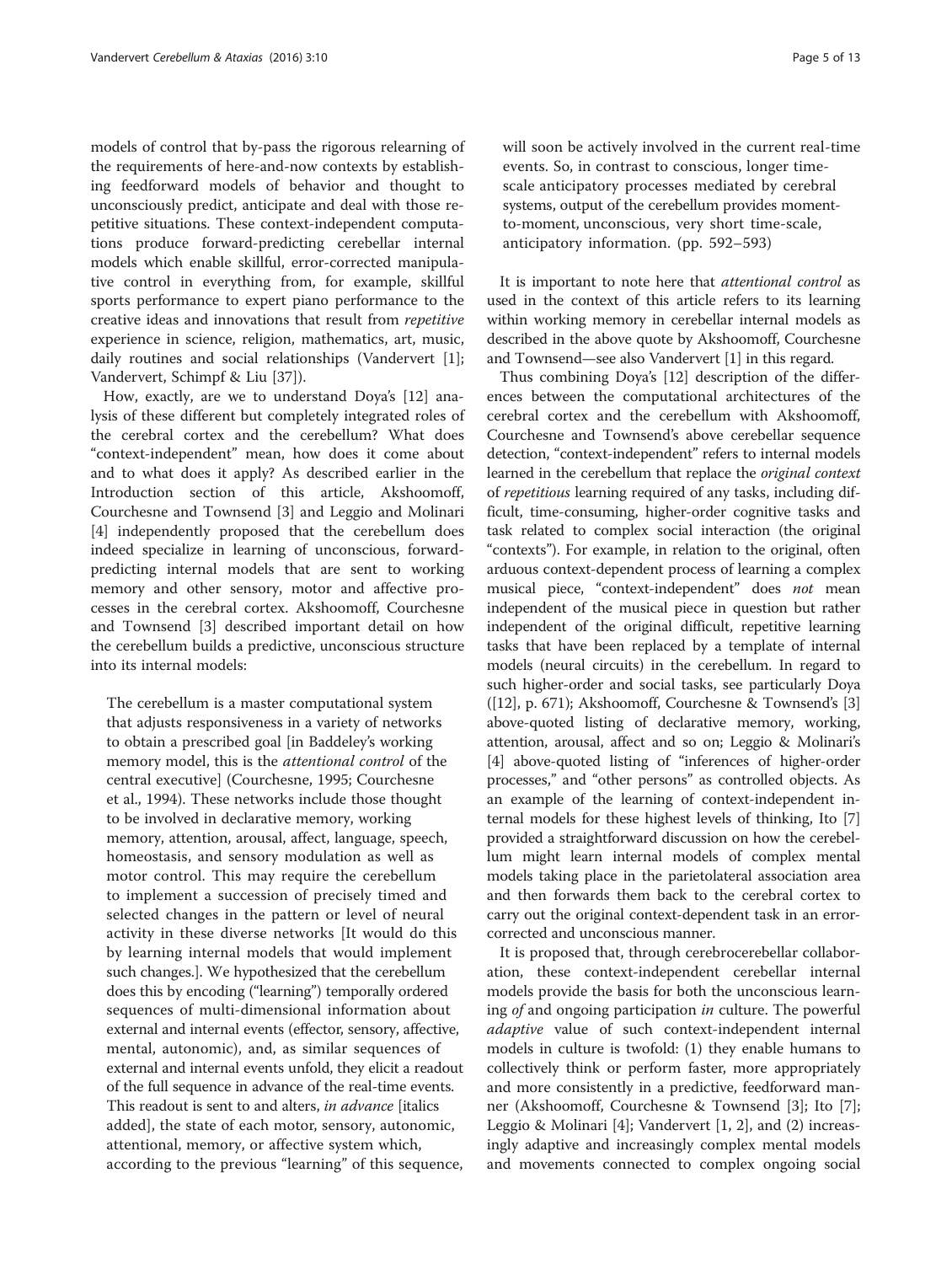models of control that by-pass the rigorous relearning of the requirements of here-and-now contexts by establishing feedforward models of behavior and thought to unconsciously predict, anticipate and deal with those repetitive situations. These context-independent computations produce forward-predicting cerebellar internal models which enable skillful, error-corrected manipulative control in everything from, for example, skillful sports performance to expert piano performance to the creative ideas and innovations that result from *repetitive* experience in science, religion, mathematics, art, music, daily routines and social relationships (Vandervert [1]; Vandervert, Schimpf & Liu [37]).

How, exactly, are we to understand Doya's [12] analysis of these different but completely integrated roles of the cerebral cortex and the cerebellum? What does "context-independent" mean, how does it come about and to what does it apply? As described earlier in the Introduction section of this article, Akshoomoff, Courchesne and Townsend [3] and Leggio and Molinari [4] independently proposed that the cerebellum does indeed specialize in learning of unconscious, forward-predicting internal models that are sent to working memory and other sensory, motor and affective processes in the cerebral cortex. Akshoomoff, Courchesne and Townsend [3] described important detail on how the cerebellum builds a predictive, unconscious structure into its internal models:

> The cerebellum is a master computational system that adjusts responsiveness in a variety of networks to obtain a prescribed goal [in Baddeley's working memory model, this is the *attentional control* of the central executive] (Courchesne, 1995; Courchesne et al., 1994). These networks include those thought to be involved in declarative memory, working memory, attention, arousal, affect, language, speech, homeostasis, and sensory modulation as well as motor control. This may require the cerebellum to implement a succession of precisely timed and selected changes in the pattern or level of neural activity in these diverse networks [It would do this by learning internal models that would implement such changes.]. We hypothesized that the cerebellum does this by encoding ("learning") temporally ordered sequences of multi-dimensional information about external and internal events (effector, sensory, affective, mental, autonomic), and, as similar sequences of external and internal events unfold, they elicit a readout of the full sequence in advance of the real-time events. This readout is sent to and alters, *in advance* [italics added], the state of each motor, sensory, autonomic, attentional, memory, or affective system which, according to the previous "learning" of this sequence, will soon be actively involved in the current real-time events. So, in contrast to conscious, longer time-scale anticipatory processes mediated by cerebral systems, output of the cerebellum provides moment-to-moment, unconscious, very short time-scale, anticipatory information. (pp. 592–593)

It is important to note here that *attentional control* as used in the context of this article refers to its learning within working memory in cerebellar internal models as described in the above quote by Akshoomoff, Courchesne and Townsend—see also Vandervert [1] in this regard.

Thus combining Doya's [12] description of the differences between the computational architectures of the cerebral cortex and the cerebellum with Akshoomoff, Courchesne and Townsend's above cerebellar sequence detection, "context-independent" refers to internal models learned in the cerebellum that replace the *original context* of *repetitious* learning required of any tasks, including difficult, time-consuming, higher-order cognitive tasks and task related to complex social interaction (the original "contexts"). For example, in relation to the original, often arduous context-dependent process of learning a complex musical piece, "context-independent" does *not* mean independent of the musical piece in question but rather independent of the original difficult, repetitive learning tasks that have been replaced by a template of internal models (neural circuits) in the cerebellum. In regard to such higher-order and social tasks, see particularly Doya ([12], p. 671); Akshoomoff, Courchesne & Townsend's [3] above-quoted listing of declarative memory, working, attention, arousal, affect and so on; Leggio & Molinari's [4] above-quoted listing of "inferences of higher-order processes," and "other persons" as controlled objects. As an example of the learning of context-independent internal models for these highest levels of thinking, Ito [7] provided a straightforward discussion on how the cerebellum might learn internal models of complex mental models taking place in the parietolateral association area and then forwards them back to the cerebral cortex to carry out the original context-dependent task in an error-corrected and unconscious manner.

It is proposed that, through cerebrocerebellar collaboration, these context-independent cerebellar internal models provide the basis for both the unconscious learning *of* and ongoing participation *in* culture. The powerful *adaptive* value of such context-independent internal models in culture is twofold: (1) they enable humans to collectively think or perform faster, more appropriately and more consistently in a predictive, feedforward manner (Akshoomoff, Courchesne & Townsend [3]; Ito [7]; Leggio & Molinari [4]; Vandervert [1, 2], and (2) increasingly adaptive and increasingly complex mental models and movements connected to complex ongoing social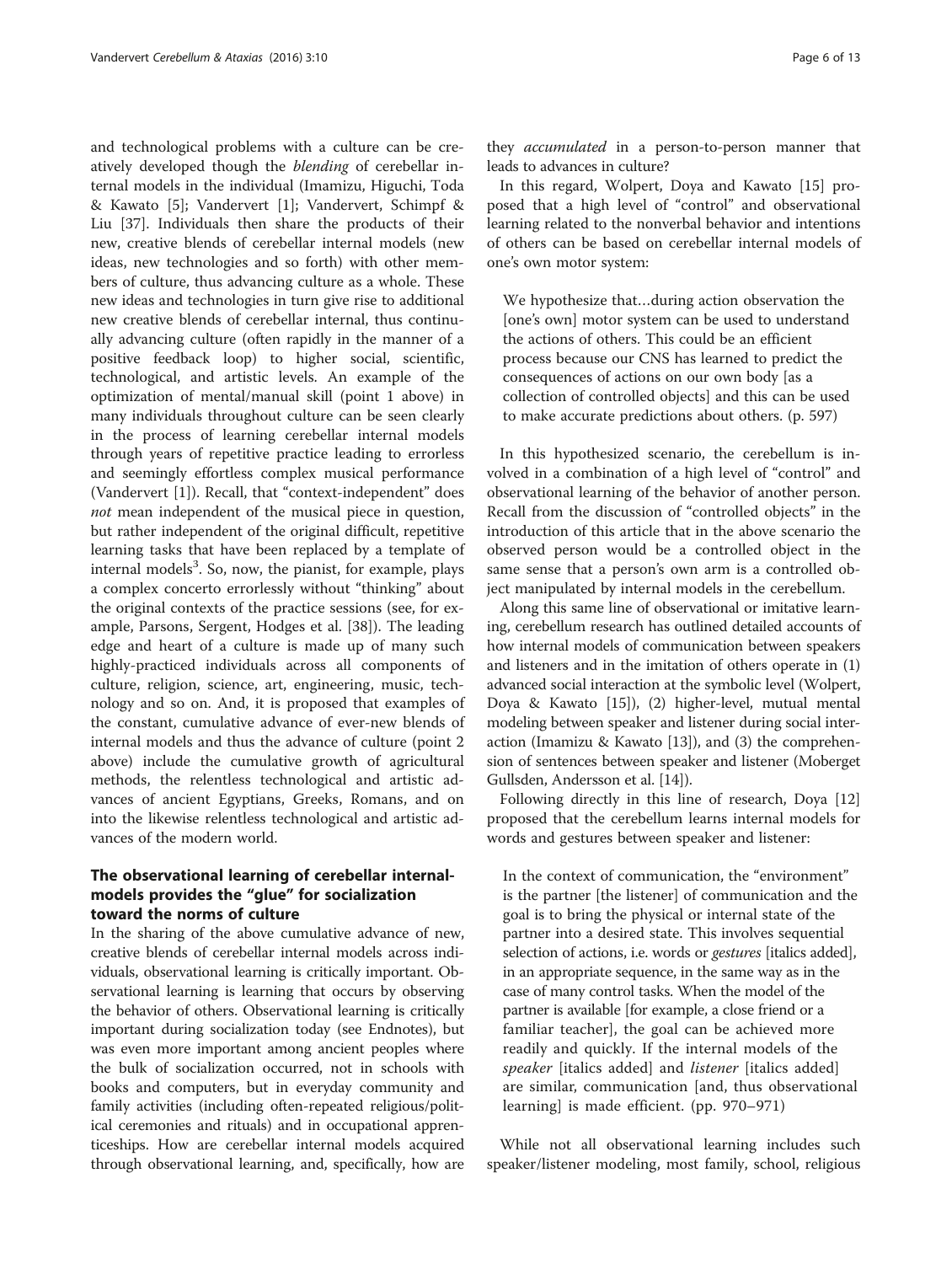and technological problems with a culture can be creatively developed though the *blending* of cerebellar internal models in the individual (Imamizu, Higuchi, Toda & Kawato [5]; Vandervert [1]; Vandervert, Schimpf & Liu [37]. Individuals then share the products of their new, creative blends of cerebellar internal models (new ideas, new technologies and so forth) with other members of culture, thus advancing culture as a whole. These new ideas and technologies in turn give rise to additional new creative blends of cerebellar internal, thus continually advancing culture (often rapidly in the manner of a positive feedback loop) to higher social, scientific, technological, and artistic levels. An example of the optimization of mental/manual skill (point 1 above) in many individuals throughout culture can be seen clearly in the process of learning cerebellar internal models through years of repetitive practice leading to errorless and seemingly effortless complex musical performance (Vandervert [1]). Recall, that "context-independent" does *not* mean independent of the musical piece in question, but rather independent of the original difficult, repetitive learning tasks that have been replaced by a template of internal models[3]. So, now, the pianist, for example, plays a complex concerto errorlessly without "thinking" about the original contexts of the practice sessions (see, for example, Parsons, Sergent, Hodges et al. [38]). The leading edge and heart of a culture is made up of many such highly-practiced individuals across all components of culture, religion, science, art, engineering, music, technology and so on. And, it is proposed that examples of the constant, cumulative advance of ever-new blends of internal models and thus the advance of culture (point 2 above) include the cumulative growth of agricultural methods, the relentless technological and artistic advances of ancient Egyptians, Greeks, Romans, and on into the likewise relentless technological and artistic advances of the modern world.

## The observational learning of cerebellar internal-models provides the "glue" for socialization toward the norms of culture

In the sharing of the above cumulative advance of new, creative blends of cerebellar internal models across individuals, observational learning is critically important. Observational learning is learning that occurs by observing the behavior of others. Observational learning is critically important during socialization today (see Endnotes), but was even more important among ancient peoples where the bulk of socialization occurred, not in schools with books and computers, but in everyday community and family activities (including often-repeated religious/political ceremonies and rituals) and in occupational apprenticeships. How are cerebellar internal models acquired through observational learning, and, specifically, how are they *accumulated* in a person-to-person manner that leads to advances in culture?

In this regard, Wolpert, Doya and Kawato [15] proposed that a high level of "control" and observational learning related to the nonverbal behavior and intentions of others can be based on cerebellar internal models of one's own motor system:

> We hypothesize that…during action observation the [one's own] motor system can be used to understand the actions of others. This could be an efficient process because our CNS has learned to predict the consequences of actions on our own body [as a collection of controlled objects] and this can be used to make accurate predictions about others. (p. 597)

In this hypothesized scenario, the cerebellum is involved in a combination of a high level of "control" and observational learning of the behavior of another person. Recall from the discussion of "controlled objects" in the introduction of this article that in the above scenario the observed person would be a controlled object in the same sense that a person's own arm is a controlled object manipulated by internal models in the cerebellum.

Along this same line of observational or imitative learning, cerebellum research has outlined detailed accounts of how internal models of communication between speakers and listeners and in the imitation of others operate in (1) advanced social interaction at the symbolic level (Wolpert, Doya & Kawato [15]), (2) higher-level, mutual mental modeling between speaker and listener during social interaction (Imamizu & Kawato [13]), and (3) the comprehension of sentences between speaker and listener (Moberget Gullsden, Andersson et al. [14]).

Following directly in this line of research, Doya [12] proposed that the cerebellum learns internal models for words and gestures between speaker and listener:

> In the context of communication, the "environment" is the partner [the listener] of communication and the goal is to bring the physical or internal state of the partner into a desired state. This involves sequential selection of actions, i.e. words or *gestures* [italics added], in an appropriate sequence, in the same way as in the case of many control tasks. When the model of the partner is available [for example, a close friend or a familiar teacher], the goal can be achieved more readily and quickly. If the internal models of the *speaker* [italics added] and *listener* [italics added] are similar, communication [and, thus observational learning] is made efficient. (pp. 970–971)

While not all observational learning includes such speaker/listener modeling, most family, school, religious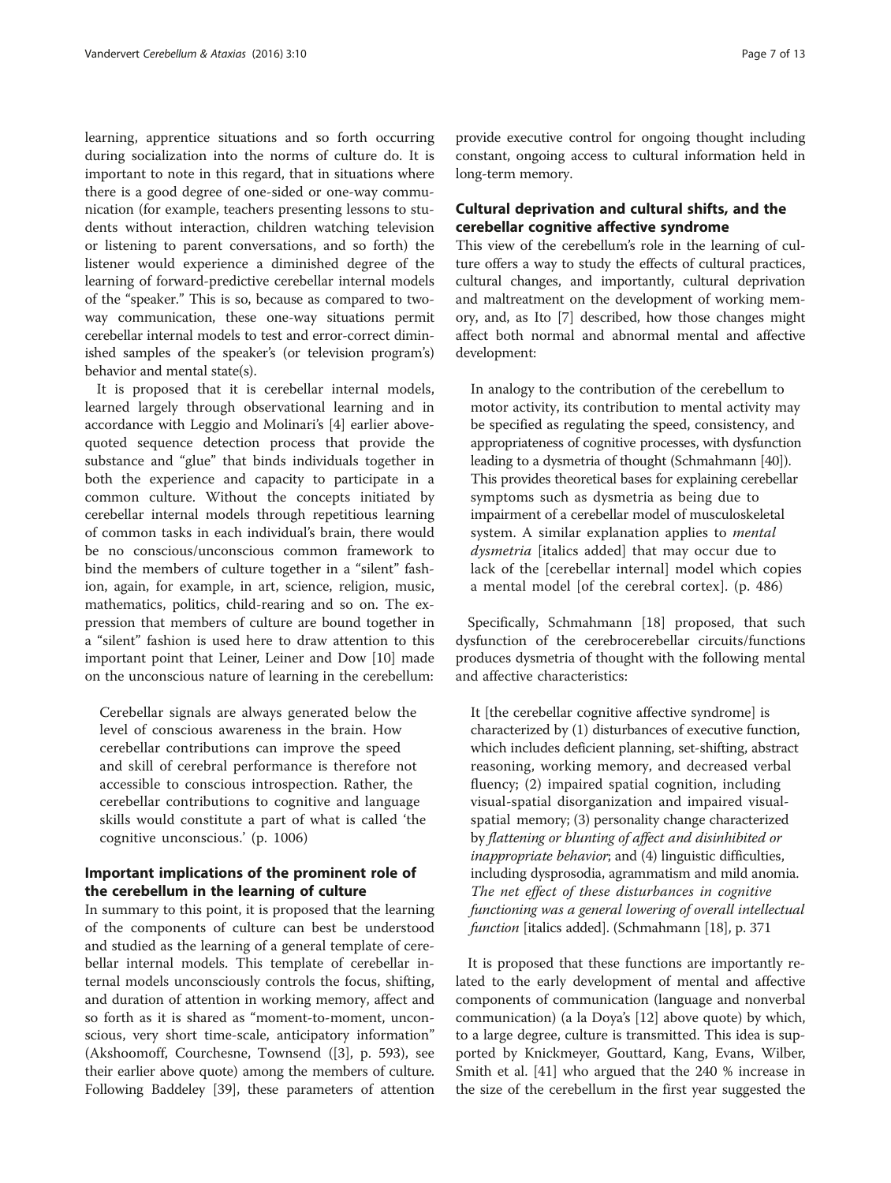learning, apprentice situations and so forth occurring during socialization into the norms of culture do. It is important to note in this regard, that in situations where there is a good degree of one-sided or one-way communication (for example, teachers presenting lessons to students without interaction, children watching television or listening to parent conversations, and so forth) the listener would experience a diminished degree of the learning of forward-predictive cerebellar internal models of the "speaker." This is so, because as compared to two-way communication, these one-way situations permit cerebellar internal models to test and error-correct diminished samples of the speaker's (or television program's) behavior and mental state(s).

It is proposed that it is cerebellar internal models, learned largely through observational learning and in accordance with Leggio and Molinari's [4] earlier above-quoted sequence detection process that provide the substance and "glue" that binds individuals together in both the experience and capacity to participate in a common culture. Without the concepts initiated by cerebellar internal models through repetitious learning of common tasks in each individual's brain, there would be no conscious/unconscious common framework to bind the members of culture together in a "silent" fashion, again, for example, in art, science, religion, music, mathematics, politics, child-rearing and so on. The expression that members of culture are bound together in a "silent" fashion is used here to draw attention to this important point that Leiner, Leiner and Dow [10] made on the unconscious nature of learning in the cerebellum:

> Cerebellar signals are always generated below the level of conscious awareness in the brain. How cerebellar contributions can improve the speed and skill of cerebral performance is therefore not accessible to conscious introspection. Rather, the cerebellar contributions to cognitive and language skills would constitute a part of what is called 'the cognitive unconscious.' (p. 1006)

## Important implications of the prominent role of the cerebellum in the learning of culture

In summary to this point, it is proposed that the learning of the components of culture can best be understood and studied as the learning of a general template of cerebellar internal models. This template of cerebellar internal models unconsciously controls the focus, shifting, and duration of attention in working memory, affect and so forth as it is shared as "moment-to-moment, unconscious, very short time-scale, anticipatory information" (Akshoomoff, Courchesne, Townsend ([3], p. 593), see their earlier above quote) among the members of culture. Following Baddeley [39], these parameters of attention provide executive control for ongoing thought including constant, ongoing access to cultural information held in long-term memory.

## Cultural deprivation and cultural shifts, and the cerebellar cognitive affective syndrome

This view of the cerebellum's role in the learning of culture offers a way to study the effects of cultural practices, cultural changes, and importantly, cultural deprivation and maltreatment on the development of working memory, and, as Ito [7] described, how those changes might affect both normal and abnormal mental and affective development:

> In analogy to the contribution of the cerebellum to motor activity, its contribution to mental activity may be specified as regulating the speed, consistency, and appropriateness of cognitive processes, with dysfunction leading to a dysmetria of thought (Schmahmann [40]). This provides theoretical bases for explaining cerebellar symptoms such as dysmetria as being due to impairment of a cerebellar model of musculoskeletal system. A similar explanation applies to *mental dysmetria* [italics added] that may occur due to lack of the [cerebellar internal] model which copies a mental model [of the cerebral cortex]. (p. 486)

Specifically, Schmahmann [18] proposed, that such dysfunction of the cerebrocerebellar circuits/functions produces dysmetria of thought with the following mental and affective characteristics:

> It [the cerebellar cognitive affective syndrome] is characterized by (1) disturbances of executive function, which includes deficient planning, set-shifting, abstract reasoning, working memory, and decreased verbal fluency; (2) impaired spatial cognition, including visual-spatial disorganization and impaired visual-spatial memory; (3) personality change characterized by *flattening or blunting of affect and disinhibited or inappropriate behavior*; and (4) linguistic difficulties, including dysprosodia, agrammatism and mild anomia. *The net effect of these disturbances in cognitive functioning was a general lowering of overall intellectual function* [italics added]. (Schmahmann [18], p. 371

It is proposed that these functions are importantly related to the early development of mental and affective components of communication (language and nonverbal communication) (a la Doya's [12] above quote) by which, to a large degree, culture is transmitted. This idea is supported by Knickmeyer, Gouttard, Kang, Evans, Wilber, Smith et al. [41] who argued that the 240 % increase in the size of the cerebellum in the first year suggested the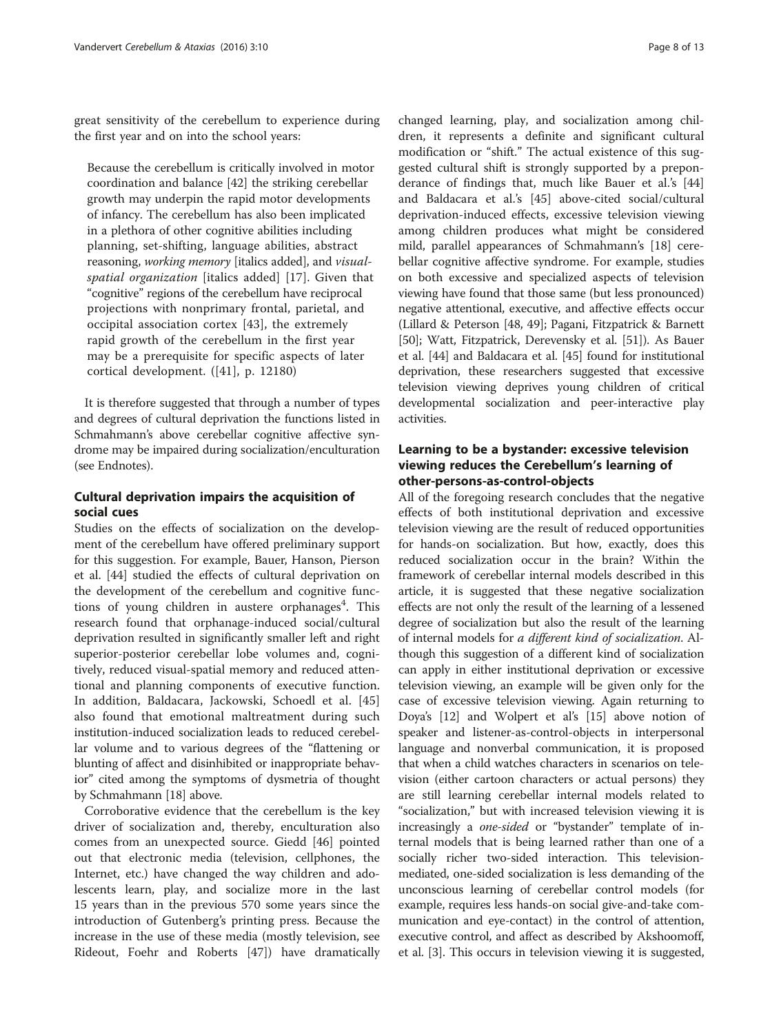great sensitivity of the cerebellum to experience during the first year and on into the school years:

> Because the cerebellum is critically involved in motor coordination and balance [42] the striking cerebellar growth may underpin the rapid motor developments of infancy. The cerebellum has also been implicated in a plethora of other cognitive abilities including planning, set-shifting, language abilities, abstract reasoning, *working memory* [italics added], and *visual-spatial organization* [italics added] [17]. Given that "cognitive" regions of the cerebellum have reciprocal projections with nonprimary frontal, parietal, and occipital association cortex [43], the extremely rapid growth of the cerebellum in the first year may be a prerequisite for specific aspects of later cortical development. ([41], p. 12180)

It is therefore suggested that through a number of types and degrees of cultural deprivation the functions listed in Schmahmann's above cerebellar cognitive affective syndrome may be impaired during socialization/enculturation (see Endnotes).

## Cultural deprivation impairs the acquisition of social cues

Studies on the effects of socialization on the development of the cerebellum have offered preliminary support for this suggestion. For example, Bauer, Hanson, Pierson et al. [44] studied the effects of cultural deprivation on the development of the cerebellum and cognitive functions of young children in austere orphanages[4]. This research found that orphanage-induced social/cultural deprivation resulted in significantly smaller left and right superior-posterior cerebellar lobe volumes and, cognitively, reduced visual-spatial memory and reduced attentional and planning components of executive function. In addition, Baldacara, Jackowski, Schoedl et al. [45] also found that emotional maltreatment during such institution-induced socialization leads to reduced cerebellar volume and to various degrees of the "flattening or blunting of affect and disinhibited or inappropriate behavior" cited among the symptoms of dysmetria of thought by Schmahmann [18] above.

Corroborative evidence that the cerebellum is the key driver of socialization and, thereby, enculturation also comes from an unexpected source. Giedd [46] pointed out that electronic media (television, cellphones, the Internet, etc.) have changed the way children and adolescents learn, play, and socialize more in the last 15 years than in the previous 570 some years since the introduction of Gutenberg's printing press. Because the increase in the use of these media (mostly television, see Rideout, Foehr and Roberts [47]) have dramatically changed learning, play, and socialization among children, it represents a definite and significant cultural modification or "shift." The actual existence of this suggested cultural shift is strongly supported by a preponderance of findings that, much like Bauer et al.'s [44] and Baldacara et al.'s [45] above-cited social/cultural deprivation-induced effects, excessive television viewing among children produces what might be considered mild, parallel appearances of Schmahmann's [18] cerebellar cognitive affective syndrome. For example, studies on both excessive and specialized aspects of television viewing have found that those same (but less pronounced) negative attentional, executive, and affective effects occur (Lillard & Peterson [48, 49]; Pagani, Fitzpatrick & Barnett [50]; Watt, Fitzpatrick, Derevensky et al. [51]). As Bauer et al. [44] and Baldacara et al. [45] found for institutional deprivation, these researchers suggested that excessive television viewing deprives young children of critical developmental socialization and peer-interactive play activities.

## Learning to be a bystander: excessive television viewing reduces the Cerebellum's learning of other-persons-as-control-objects

All of the foregoing research concludes that the negative effects of both institutional deprivation and excessive television viewing are the result of reduced opportunities for hands-on socialization. But how, exactly, does this reduced socialization occur in the brain? Within the framework of cerebellar internal models described in this article, it is suggested that these negative socialization effects are not only the result of the learning of a lessened degree of socialization but also the result of the learning of internal models for *a different kind of socialization*. Although this suggestion of a different kind of socialization can apply in either institutional deprivation or excessive television viewing, an example will be given only for the case of excessive television viewing. Again returning to Doya's [12] and Wolpert et al's [15] above notion of speaker and listener-as-control-objects in interpersonal language and nonverbal communication, it is proposed that when a child watches characters in scenarios on television (either cartoon characters or actual persons) they are still learning cerebellar internal models related to "socialization," but with increased television viewing it is increasingly a *one-sided* or "bystander" template of internal models that is being learned rather than one of a socially richer two-sided interaction. This television-mediated, one-sided socialization is less demanding of the unconscious learning of cerebellar control models (for example, requires less hands-on social give-and-take communication and eye-contact) in the control of attention, executive control, and affect as described by Akshoomoff, et al. [3]. This occurs in television viewing it is suggested,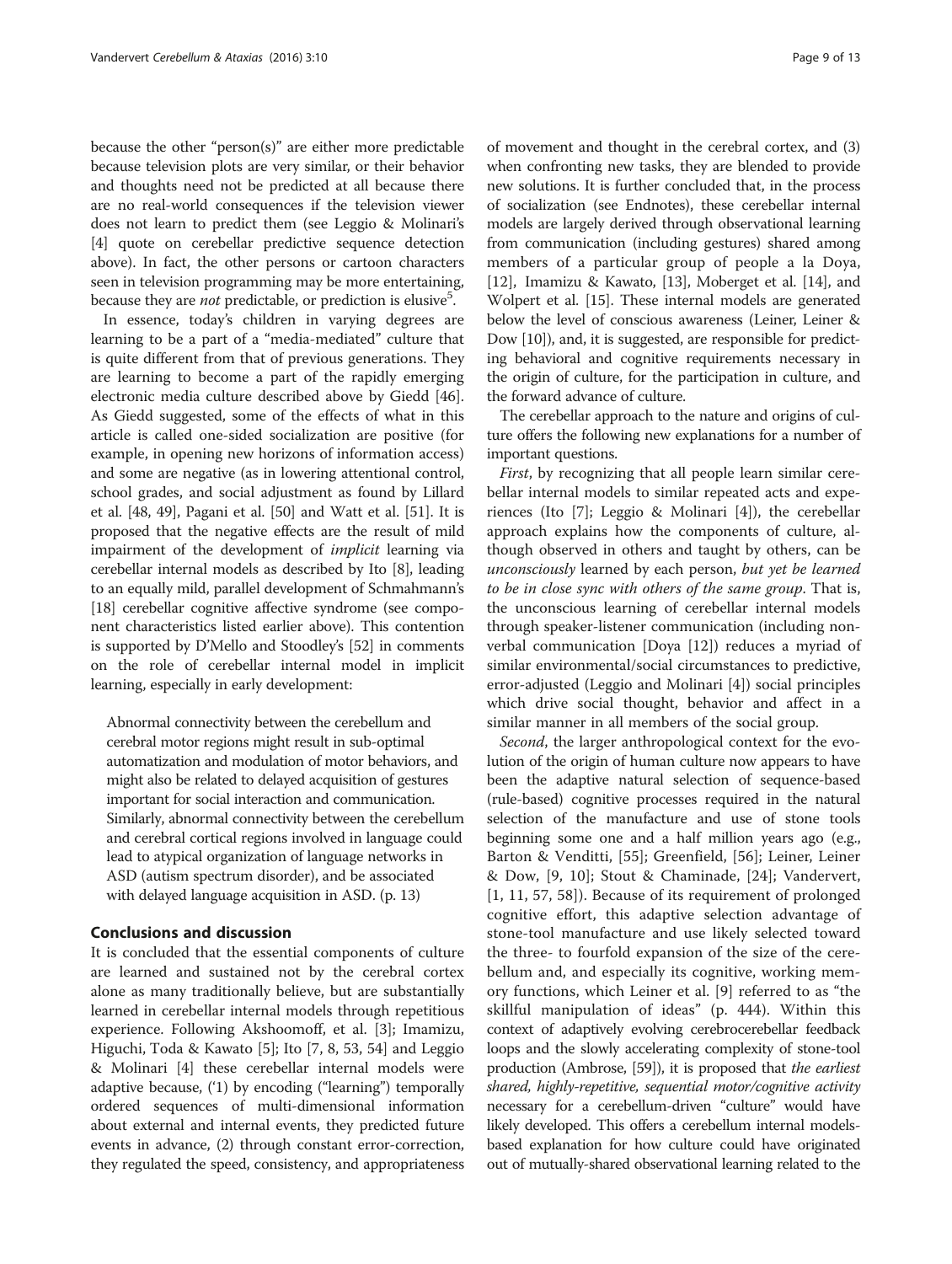because the other "person(s)" are either more predictable because television plots are very similar, or their behavior and thoughts need not be predicted at all because there are no real-world consequences if the television viewer does not learn to predict them (see Leggio & Molinari's [4] quote on cerebellar predictive sequence detection above). In fact, the other persons or cartoon characters seen in television programming may be more entertaining, because they are *not* predictable, or prediction is elusive[5].

In essence, today's children in varying degrees are learning to be a part of a "media-mediated" culture that is quite different from that of previous generations. They are learning to become a part of the rapidly emerging electronic media culture described above by Giedd [46]. As Giedd suggested, some of the effects of what in this article is called one-sided socialization are positive (for example, in opening new horizons of information access) and some are negative (as in lowering attentional control, school grades, and social adjustment as found by Lillard et al. [48, 49], Pagani et al. [50] and Watt et al. [51]. It is proposed that the negative effects are the result of mild impairment of the development of *implicit* learning via cerebellar internal models as described by Ito [8], leading to an equally mild, parallel development of Schmahmann's [18] cerebellar cognitive affective syndrome (see component characteristics listed earlier above). This contention is supported by D'Mello and Stoodley's [52] in comments on the role of cerebellar internal model in implicit learning, especially in early development:

> Abnormal connectivity between the cerebellum and cerebral motor regions might result in sub-optimal automatization and modulation of motor behaviors, and might also be related to delayed acquisition of gestures important for social interaction and communication. Similarly, abnormal connectivity between the cerebellum and cerebral cortical regions involved in language could lead to atypical organization of language networks in ASD (autism spectrum disorder), and be associated with delayed language acquisition in ASD. (p. 13)

## Conclusions and discussion

It is concluded that the essential components of culture are learned and sustained not by the cerebral cortex alone as many traditionally believe, but are substantially learned in cerebellar internal models through repetitious experience. Following Akshoomoff, et al. [3]; Imamizu, Higuchi, Toda & Kawato [5]; Ito [7, 8, 53, 54] and Leggio & Molinari [4] these cerebellar internal models were adaptive because, ('1) by encoding ("learning") temporally ordered sequences of multi-dimensional information about external and internal events, they predicted future events in advance, (2) through constant error-correction, they regulated the speed, consistency, and appropriateness of movement and thought in the cerebral cortex, and (3) when confronting new tasks, they are blended to provide new solutions. It is further concluded that, in the process of socialization (see Endnotes), these cerebellar internal models are largely derived through observational learning from communication (including gestures) shared among members of a particular group of people a la Doya, [12], Imamizu & Kawato, [13], Moberget et al. [14], and Wolpert et al. [15]. These internal models are generated below the level of conscious awareness (Leiner, Leiner & Dow [10]), and, it is suggested, are responsible for predicting behavioral and cognitive requirements necessary in the origin of culture, for the participation in culture, and the forward advance of culture.

The cerebellar approach to the nature and origins of culture offers the following new explanations for a number of important questions.

*First*, by recognizing that all people learn similar cerebellar internal models to similar repeated acts and experiences (Ito [7]; Leggio & Molinari [4]), the cerebellar approach explains how the components of culture, although observed in others and taught by others, can be *unconsciously* learned by each person, *but yet be learned to be in close sync with others of the same group*. That is, the unconscious learning of cerebellar internal models through speaker-listener communication (including nonverbal communication [Doya [12]) reduces a myriad of similar environmental/social circumstances to predictive, error-adjusted (Leggio and Molinari [4]) social principles which drive social thought, behavior and affect in a similar manner in all members of the social group.

*Second*, the larger anthropological context for the evolution of the origin of human culture now appears to have been the adaptive natural selection of sequence-based (rule-based) cognitive processes required in the natural selection of the manufacture and use of stone tools beginning some one and a half million years ago (e.g., Barton & Venditti, [55]; Greenfield, [56]; Leiner, Leiner & Dow, [9, 10]; Stout & Chaminade, [24]; Vandervert, [1, 11, 57, 58]). Because of its requirement of prolonged cognitive effort, this adaptive selection advantage of stone-tool manufacture and use likely selected toward the three- to fourfold expansion of the size of the cerebellum and, and especially its cognitive, working memory functions, which Leiner et al. [9] referred to as "the skillful manipulation of ideas" (p. 444). Within this context of adaptively evolving cerebrocerebellar feedback loops and the slowly accelerating complexity of stone-tool production (Ambrose, [59]), it is proposed that *the earliest shared, highly-repetitive, sequential motor/cognitive activity* necessary for a cerebellum-driven "culture" would have likely developed. This offers a cerebellum internal models-based explanation for how culture could have originated out of mutually-shared observational learning related to the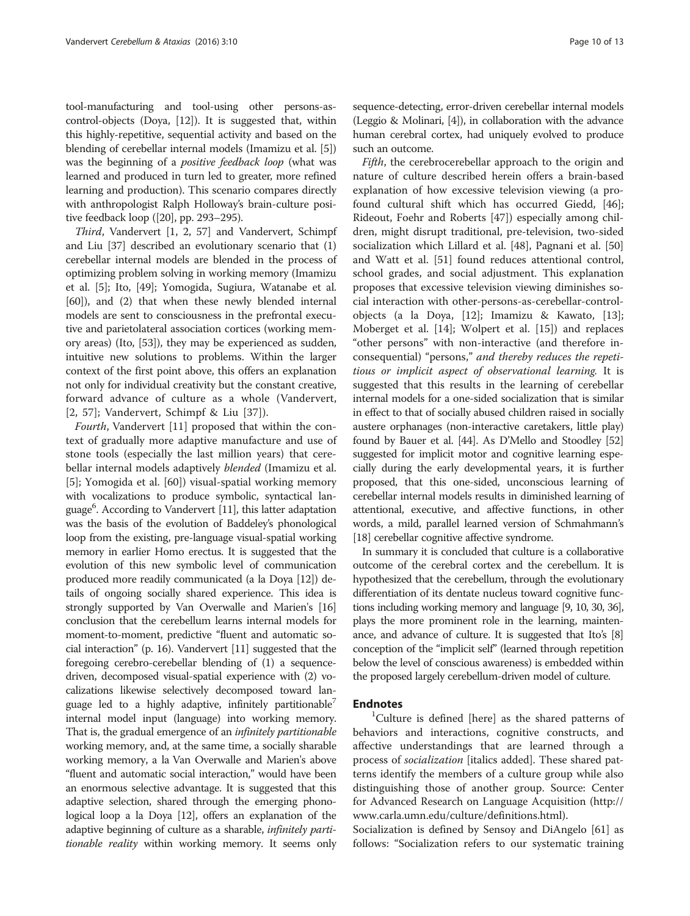tool-manufacturing and tool-using other persons-as-control-objects (Doya, [12]). It is suggested that, within this highly-repetitive, sequential activity and based on the blending of cerebellar internal models (Imamizu et al. [5]) was the beginning of a *positive feedback loop* (what was learned and produced in turn led to greater, more refined learning and production). This scenario compares directly with anthropologist Ralph Holloway's brain-culture positive feedback loop ([20], pp. 293–295).

*Third*, Vandervert [1, 2, 57] and Vandervert, Schimpf and Liu [37] described an evolutionary scenario that (1) cerebellar internal models are blended in the process of optimizing problem solving in working memory (Imamizu et al. [5]; Ito, [49]; Yomogida, Sugiura, Watanabe et al. [60]), and (2) that when these newly blended internal models are sent to consciousness in the prefrontal executive and parietolateral association cortices (working memory areas) (Ito, [53]), they may be experienced as sudden, intuitive new solutions to problems. Within the larger context of the first point above, this offers an explanation not only for individual creativity but the constant creative, forward advance of culture as a whole (Vandervert, [2, 57]; Vandervert, Schimpf & Liu [37]).

*Fourth*, Vandervert [11] proposed that within the context of gradually more adaptive manufacture and use of stone tools (especially the last million years) that cerebellar internal models adaptively *blended* (Imamizu et al. [5]; Yomogida et al. [60]) visual-spatial working memory with vocalizations to produce symbolic, syntactical language[6]. According to Vandervert [11], this latter adaptation was the basis of the evolution of Baddeley's phonological loop from the existing, pre-language visual-spatial working memory in earlier Homo erectus. It is suggested that the evolution of this new symbolic level of communication produced more readily communicated (a la Doya [12]) details of ongoing socially shared experience. This idea is strongly supported by Van Overwalle and Marien's [16] conclusion that the cerebellum learns internal models for moment-to-moment, predictive "fluent and automatic social interaction" (p. 16). Vandervert [11] suggested that the foregoing cerebro-cerebellar blending of (1) a sequence-driven, decomposed visual-spatial experience with (2) vocalizations likewise selectively decomposed toward language led to a highly adaptive, infinitely partitionable[7] internal model input (language) into working memory. That is, the gradual emergence of an *infinitely partitionable* working memory, and, at the same time, a socially sharable working memory, a la Van Overwalle and Marien's above "fluent and automatic social interaction," would have been an enormous selective advantage. It is suggested that this adaptive selection, shared through the emerging phonological loop a la Doya [12], offers an explanation of the adaptive beginning of culture as a sharable, *infinitely partitionable reality* within working memory. It seems only sequence-detecting, error-driven cerebellar internal models (Leggio & Molinari, [4]), in collaboration with the advance human cerebral cortex, had uniquely evolved to produce such an outcome.

*Fifth*, the cerebrocerebellar approach to the origin and nature of culture described herein offers a brain-based explanation of how excessive television viewing (a profound cultural shift which has occurred Giedd, [46]; Rideout, Foehr and Roberts [47]) especially among children, might disrupt traditional, pre-television, two-sided socialization which Lillard et al. [48], Pagnani et al. [50] and Watt et al. [51] found reduces attentional control, school grades, and social adjustment. This explanation proposes that excessive television viewing diminishes social interaction with other-persons-as-cerebellar-control-objects (a la Doya, [12]; Imamizu & Kawato, [13]; Moberget et al. [14]; Wolpert et al. [15]) and replaces "other persons" with non-interactive (and therefore inconsequential) "persons," *and thereby reduces the repetitious or implicit aspect of observational learning*. It is suggested that this results in the learning of cerebellar internal models for a one-sided socialization that is similar in effect to that of socially abused children raised in socially austere orphanages (non-interactive caretakers, little play) found by Bauer et al. [44]. As D'Mello and Stoodley [52] suggested for implicit motor and cognitive learning especially during the early developmental years, it is further proposed, that this one-sided, unconscious learning of cerebellar internal models results in diminished learning of attentional, executive, and affective functions, in other words, a mild, parallel learned version of Schmahmann's [18] cerebellar cognitive affective syndrome.

In summary it is concluded that culture is a collaborative outcome of the cerebral cortex and the cerebellum. It is hypothesized that the cerebellum, through the evolutionary differentiation of its dentate nucleus toward cognitive functions including working memory and language [9, 10, 30, 36], plays the more prominent role in the learning, maintenance, and advance of culture. It is suggested that Ito's [8] conception of the "implicit self" (learned through repetition below the level of conscious awareness) is embedded within the proposed largely cerebellum-driven model of culture.

## Endnotes

[1]Culture is defined [here] as the shared patterns of behaviors and interactions, cognitive constructs, and affective understandings that are learned through a process of *socialization* [italics added]. These shared patterns identify the members of a culture group while also distinguishing those of another group. Source: Center for Advanced Research on Language Acquisition (http://www.carla.umn.edu/culture/definitions.html).

Socialization is defined by Sensoy and DiAngelo [61] as follows: "Socialization refers to our systematic training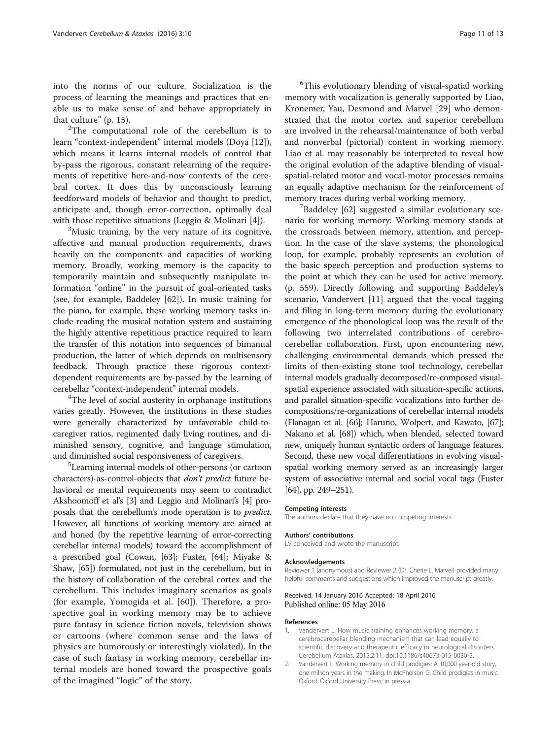into the norms of our culture. Socialization is the process of learning the meanings and practices that enable us to make sense of and behave appropriately in that culture" (p. 15).

[2]The computational role of the cerebellum is to learn "context-independent" internal models (Doya [12]), which means it learns internal models of control that by-pass the rigorous, constant relearning of the requirements of repetitive here-and-now contexts of the cerebral cortex. It does this by unconsciously learning feedforward models of behavior and thought to predict, anticipate and, though error-correction, optimally deal with those repetitive situations (Leggio & Molinari [4]).

[3]Music training, by the very nature of its cognitive, affective and manual production requirements, draws heavily on the components and capacities of working memory. Broadly, working memory is the capacity to temporarily maintain and subsequently manipulate information "online" in the pursuit of goal-oriented tasks (see, for example, Baddeley [62]). In music training for the piano, for example, these working memory tasks include reading the musical notation system and sustaining the highly attentive repetitious practice required to learn the transfer of this notation into sequences of bimanual production, the latter of which depends on multisensory feedback. Through practice these rigorous context-dependent requirements are by-passed by the learning of cerebellar "context-independent" internal models.

[4]The level of social austerity in orphanage institutions varies greatly. However, the institutions in these studies were generally characterized by unfavorable child-to-caregiver ratios, regimented daily living routines, and diminished sensory, cognitive, and language stimulation, and diminished social responsiveness of caregivers.

[5]Learning internal models of other-persons (or cartoon characters)-as-control-objects that *don't predict* future behavioral or mental requirements may seem to contradict Akshoomoff et al's [3] and Leggio and Molinari's [4] proposals that the cerebellum's mode operation is to *predict*. However, all functions of working memory are aimed at and honed (by the repetitive learning of error-correcting cerebellar internal models) toward the accomplishment of a prescribed goal (Cowan, [63]; Fuster, [64]; Miyake & Shaw, [65]) formulated, not just in the cerebellum, but in the history of collaboration of the cerebral cortex and the cerebellum. This includes imaginary scenarios as goals (for example, Yomogida et al. [60]). Therefore, a prospective goal in working memory may be to achieve pure fantasy in science fiction novels, television shows or cartoons (where common sense and the laws of physics are humorously or interestingly violated). In the case of such fantasy in working memory, cerebellar internal models are honed toward the prospective goals of the imagined "logic" of the story.

[6]This evolutionary blending of visual-spatial working memory with vocalization is generally supported by Liao, Kronemer, Yau, Desmond and Marvel [29] who demonstrated that the motor cortex and superior cerebellum are involved in the rehearsal/maintenance of both verbal and nonverbal (pictorial) content in working memory. Liao et al. may reasonably be interpreted to reveal how the original evolution of the adaptive blending of visual-spatial-related motor and vocal-motor processes remains an equally adaptive mechanism for the reinforcement of memory traces during verbal working memory.

[7]Baddeley [62] suggested a similar evolutionary scenario for working memory: Working memory stands at the crossroads between memory, attention, and perception. In the case of the slave systems, the phonological loop, for example, probably represents an evolution of the basic speech perception and production systems to the point at which they can be used for active memory. (p. 559). Directly following and supporting Baddeley's scenario, Vandervert [11] argued that the vocal tagging and filing in long-term memory during the evolutionary emergence of the phonological loop was the result of the following two interrelated contributions of cerebro-cerebellar collaboration. First, upon encountering new, challenging environmental demands which pressed the limits of then-existing stone tool technology, cerebellar internal models gradually decomposed/re-composed visual-spatial experience associated with situation-specific actions, and parallel situation-specific vocalizations into further decompositions/re-organizations of cerebellar internal models (Flanagan et al. [66]; Haruno, Wolpert, and Kawato, [67]; Nakano et al. [68]) which, when blended, selected toward new, uniquely human syntactic orders of language features. Second, these new vocal differentiations in evolving visual-spatial working memory served as an increasingly larger system of associative internal and social vocal tags (Fuster [64], pp. 249–251).

#### Competing interests

The authors declare that they have no competing interests.

#### Authors' contributions

LV conceived and wrote the manuscript.

#### Acknowledgements

Reviewer 1 (anonymous) and Reviewer 2 (Dr. Cherie L. Marvel) provided many helpful comments and suggestions which improved the manuscript greatly.

Received: 14 January 2016 Accepted: 18 April 2016
Published online: 05 May 2016

#### References

1. Vandervert L. How music training enhances working memory: a cerebrocerebellar blending mechanism that can lead equally to scientific discovery and therapeutic efficacy in neurological disorders. Cerebellum Ataxias. 2015;2:11. doi:10.1186/s40673-015-0030-2.
2. Vandervert L. Working memory in child prodigies: A 10,000 year-old story, one million years in the making. In McPherson G, Child prodigies in music. Oxford. Oxford University Press; in press-a.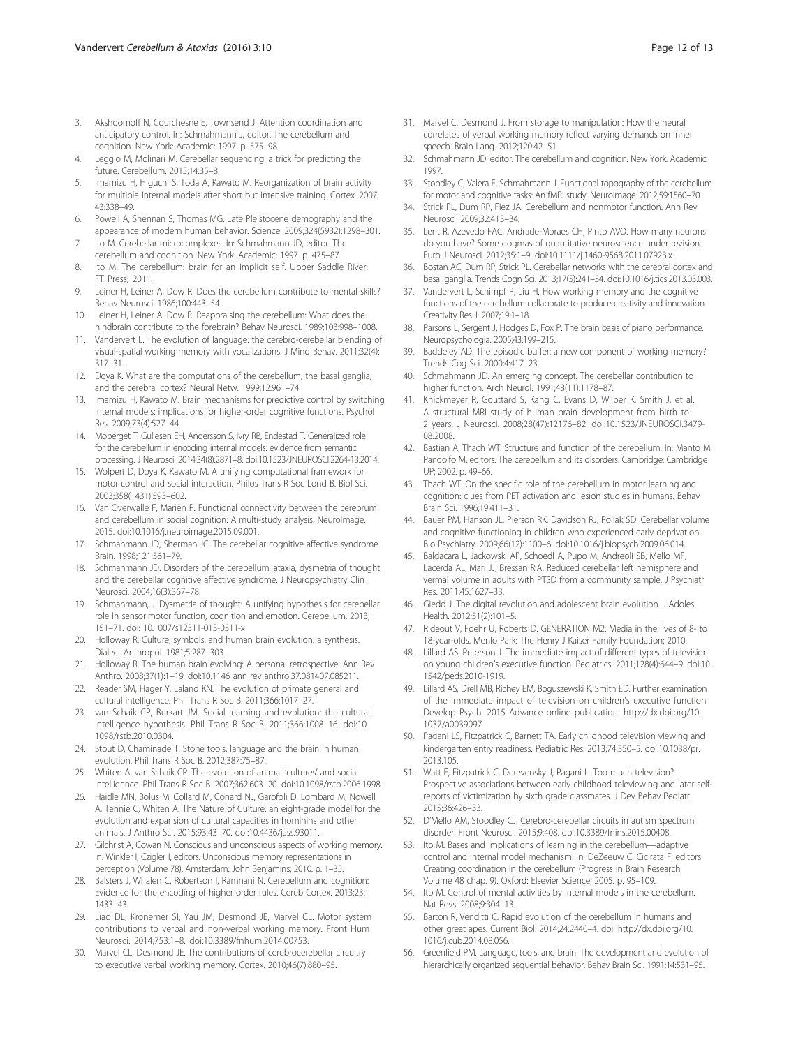3. Akshoomoff N, Courchesne E, Townsend J. Attention coordination and anticipatory control. In: Schmahmann J, editor. The cerebellum and cognition. New York: Academic; 1997. p. 575–98.
4. Leggio M, Molinari M. Cerebellar sequencing: a trick for predicting the future. Cerebellum. 2015;14:35–8.
5. Imamizu H, Higuchi S, Toda A, Kawato M. Reorganization of brain activity for multiple internal models after short but intensive training. Cortex. 2007; 43:338–49.
6. Powell A, Shennan S, Thomas MG. Late Pleistocene demography and the appearance of modern human behavior. Science. 2009;324(5932):1298–301.
7. Ito M. Cerebellar microcomplexes. In: Schmahmann JD, editor. The cerebellum and cognition. New York: Academic; 1997. p. 475–87.
8. Ito M. The cerebellum: brain for an implicit self. Upper Saddle River: FT Press; 2011.
9. Leiner H, Leiner A, Dow R. Does the cerebellum contribute to mental skills? Behav Neurosci. 1986;100:443–54.
10. Leiner H, Leiner A, Dow R. Reappraising the cerebellum: What does the hindbrain contribute to the forebrain? Behav Neurosci. 1989;103:998–1008.
11. Vandervert L. The evolution of language: the cerebro-cerebellar blending of visual-spatial working memory with vocalizations. J Mind Behav. 2011;32(4): 317–31.
12. Doya K. What are the computations of the cerebellum, the basal ganglia, and the cerebral cortex? Neural Netw. 1999;12:961–74.
13. Imamizu H, Kawato M. Brain mechanisms for predictive control by switching internal models: implications for higher-order cognitive functions. Psychol Res. 2009;73(4):527–44.
14. Moberget T, Gullesen EH, Andersson S, Ivry RB, Endestad T. Generalized role for the cerebellum in encoding internal models: evidence from semantic processing. J Neurosci. 2014;34(8):2871–8. doi:10.1523/JNEUROSCI.2264-13.2014.
15. Wolpert D, Doya K, Kawato M. A unifying computational framework for motor control and social interaction. Philos Trans R Soc Lond B. Biol Sci. 2003;358(1431):593–602.
16. Van Overwalle F, Mariën P. Functional connectivity between the cerebrum and cerebellum in social cognition: A multi-study analysis. NeuroImage. 2015. doi:10.1016/j.neuroimage.2015.09.001.
17. Schmahmann JD, Sherman JC. The cerebellar cognitive affective syndrome. Brain. 1998;121:561–79.
18. Schmahmann JD. Disorders of the cerebellum: ataxia, dysmetria of thought, and the cerebellar cognitive affective syndrome. J Neuropsychiatry Clin Neurosci. 2004;16(3):367–78.
19. Schmahmann, J. Dysmetria of thought: A unifying hypothesis for cerebellar role in sensorimotor function, cognition and emotion. Cerebellum. 2013; 151–71. doi: 10.1007/s12311-013-0511-x
20. Holloway R. Culture, symbols, and human brain evolution: a synthesis. Dialect Anthropol. 1981;5:287–303.
21. Holloway R. The human brain evolving: A personal retrospective. Ann Rev Anthro. 2008;37(1):1–19. doi:10.1146 ann rev anthro.37.081407.085211.
22. Reader SM, Hager Y, Laland KN. The evolution of primate general and cultural intelligence. Phil Trans R Soc B. 2011;366:1017–27.
23. van Schaik CP, Burkart JM. Social learning and evolution: the cultural intelligence hypothesis. Phil Trans R Soc B. 2011;366:1008–16. doi:10.1098/rstb.2010.0304.
24. Stout D, Chaminade T. Stone tools, language and the brain in human evolution. Phil Trans R Soc B. 2012;387:75–87.
25. Whiten A, van Schaik CP. The evolution of animal 'cultures' and social intelligence. Phil Trans R Soc B. 2007;362:603–20. doi:10.1098/rstb.2006.1998.
26. Haidle MN, Bolus M, Collard M, Conard NJ, Garofoli D, Lombard M, Nowell A, Tennie C, Whiten A. The Nature of Culture: an eight-grade model for the evolution and expansion of cultural capacities in hominins and other animals. J Anthro Sci. 2015;93:43–70. doi:10.4436/jass.93011.
27. Gilchrist A, Cowan N. Conscious and unconscious aspects of working memory. In: Winkler I, Czigler I, editors. Unconscious memory representations in perception (Volume 78). Amsterdam: John Benjamins; 2010. p. 1–35.
28. Balsters J, Whalen C, Robertson I, Ramnani N. Cerebellum and cognition: Evidence for the encoding of higher order rules. Cereb Cortex. 2013;23: 1433–43.
29. Liao DL, Kronemer SI, Yau JM, Desmond JE, Marvel CL. Motor system contributions to verbal and non-verbal working memory. Front Hum Neurosci. 2014;753:1–8. doi:10.3389/fnhum.2014.00753.
30. Marvel CL, Desmond JE. The contributions of cerebrocerebellar circuitry to executive verbal working memory. Cortex. 2010;46(7):880–95.
31. Marvel C, Desmond J. From storage to manipulation: How the neural correlates of verbal working memory reflect varying demands on inner speech. Brain Lang. 2012;120:42–51.
32. Schmahmann JD, editor. The cerebellum and cognition. New York: Academic; 1997.
33. Stoodley C, Valera E, Schmahmann J. Functional topography of the cerebellum for motor and cognitive tasks: An fMRI study. NeuroImage. 2012;59:1560–70.
34. Strick PL, Dum RP, Fiez JA. Cerebellum and nonmotor function. Ann Rev Neurosci. 2009;32:413–34.
35. Lent R, Azevedo FAC, Andrade-Moraes CH, Pinto AVO. How many neurons do you have? Some dogmas of quantitative neuroscience under revision. Euro J Neurosci. 2012;35:1–9. doi:10.1111/j.1460-9568.2011.07923.x.
36. Bostan AC, Dum RP, Strick PL. Cerebellar networks with the cerebral cortex and basal ganglia. Trends Cogn Sci. 2013;17(5):241–54. doi:10.1016/j.tics.2013.03.003.
37. Vandervert L, Schimpf P, Liu H. How working memory and the cognitive functions of the cerebellum collaborate to produce creativity and innovation. Creativity Res J. 2007;19:1–18.
38. Parsons L, Sergent J, Hodges D, Fox P. The brain basis of piano performance. Neuropsychologia. 2005;43:199–215.
39. Baddeley AD. The episodic buffer: a new component of working memory? Trends Cog Sci. 2000;4:417–23.
40. Schmahmann JD. An emerging concept. The cerebellar contribution to higher function. Arch Neurol. 1991;48(11):1178–87.
41. Knickmeyer R, Gouttard S, Kang C, Evans D, Wilber K, Smith J, et al. A structural MRI study of human brain development from birth to 2 years. J Neurosci. 2008;28(47):12176–82. doi:10.1523/JNEUROSCI.3479-08.2008.
42. Bastian A, Thach WT. Structure and function of the cerebellum. In: Manto M, Pandolfo M, editors. The cerebellum and its disorders. Cambridge: Cambridge UP; 2002. p. 49–66.
43. Thach WT. On the specific role of the cerebellum in motor learning and cognition: clues from PET activation and lesion studies in humans. Behav Brain Sci. 1996;19:411–31.
44. Bauer PM, Hanson JL, Pierson RK, Davidson RJ, Pollak SD. Cerebellar volume and cognitive functioning in children who experienced early deprivation. Bio Psychiatry. 2009;66(12):1100–6. doi:10.1016/j.biopsych.2009.06.014.
45. Baldacara L, Jackowski AP, Schoedl A, Pupo M, Andreoli SB, Mello MF, Lacerda AL, Mari JJ, Bressan R.A. Reduced cerebellar left hemisphere and vermal volume in adults with PTSD from a community sample. J Psychiatr Res. 2011;45:1627–33.
46. Giedd J. The digital revolution and adolescent brain evolution. J Adoles Health. 2012;51(2):101–5.
47. Rideout V, Foehr U, Roberts D. GENERATION M2: Media in the lives of 8- to 18-year-olds. Menlo Park: The Henry J Kaiser Family Foundation; 2010.
48. Lillard AS, Peterson J. The immediate impact of different types of television on young children's executive function. Pediatrics. 2011;128(4):644–9. doi:10. 1542/peds.2010-1919.
49. Lillard AS, Drell MB, Richey EM, Boguszewski K, Smith ED. Further examination of the immediate impact of television on children's executive function Develop Psych. 2015 Advance online publication. http://dx.doi.org/10. 1037/a0039097
50. Pagani LS, Fitzpatrick C, Barnett TA. Early childhood television viewing and kindergarten entry readiness. Pediatric Res. 2013;74:350–5. doi:10.1038/pr. 2013.105.
51. Watt E, Fitzpatrick C, Derevensky J, Pagani L. Too much television? Prospective associations between early childhood televiewing and later self-reports of victimization by sixth grade classmates. J Dev Behav Pediatr. 2015;36:426–33.
52. D'Mello AM, Stoodley CJ. Cerebro-cerebellar circuits in autism spectrum disorder. Front Neurosci. 2015;9:408. doi:10.3389/fnins.2015.00408.
53. Ito M. Bases and implications of learning in the cerebellum—adaptive control and internal model mechanism. In: DeZeeuw C, Cicirata F, editors. Creating coordination in the cerebellum (Progress in Brain Research, Volume 48 chap. 9). Oxford: Elsevier Science; 2005. p. 95–109.
54. Ito M. Control of mental activities by internal models in the cerebellum. Nat Revs. 2008;9:304–13.
55. Barton R, Venditti C. Rapid evolution of the cerebellum in humans and other great apes. Current Biol. 2014;24:2440–4. doi: http://dx.doi.org/10. 1016/j.cub.2014.08.056.
56. Greenfield PM. Language, tools, and brain: The development and evolution of hierarchically organized sequential behavior. Behav Brain Sci. 1991;14:531–95.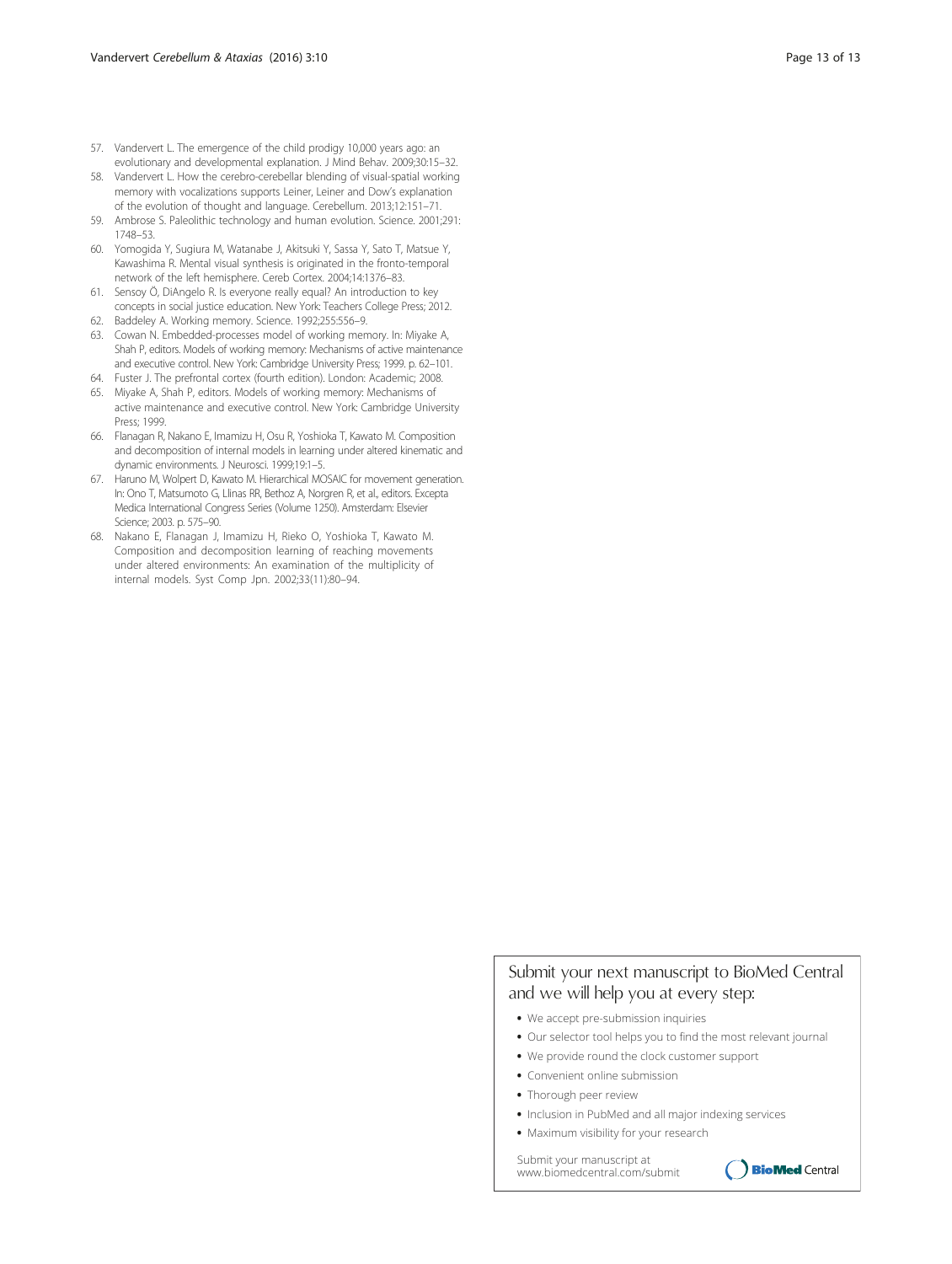57. Vandervert L. The emergence of the child prodigy 10,000 years ago: an evolutionary and developmental explanation. J Mind Behav. 2009;30:15–32.
58. Vandervert L. How the cerebro-cerebellar blending of visual-spatial working memory with vocalizations supports Leiner, Leiner and Dow's explanation of the evolution of thought and language. Cerebellum. 2013;12:151–71.
59. Ambrose S. Paleolithic technology and human evolution. Science. 2001;291:1748–53.
60. Yomogida Y, Sugiura M, Watanabe J, Akitsuki Y, Sassa Y, Sato T, Matsue Y, Kawashima R. Mental visual synthesis is originated in the fronto-temporal network of the left hemisphere. Cereb Cortex. 2004;14:1376–83.
61. Sensoy Ö, DiAngelo R. Is everyone really equal? An introduction to key concepts in social justice education. New York: Teachers College Press; 2012.
62. Baddeley A. Working memory. Science. 1992;255:556–9.
63. Cowan N. Embedded-processes model of working memory. In: Miyake A, Shah P, editors. Models of working memory: Mechanisms of active maintenance and executive control. New York: Cambridge University Press; 1999. p. 62–101.
64. Fuster J. The prefrontal cortex (fourth edition). London: Academic; 2008.
65. Miyake A, Shah P, editors. Models of working memory: Mechanisms of active maintenance and executive control. New York: Cambridge University Press; 1999.
66. Flanagan R, Nakano E, Imamizu H, Osu R, Yoshioka T, Kawato M. Composition and decomposition of internal models in learning under altered kinematic and dynamic environments. J Neurosci. 1999;19:1–5.
67. Haruno M, Wolpert D, Kawato M. Hierarchical MOSAIC for movement generation. In: Ono T, Matsumoto G, Llinas RR, Bethoz A, Norgren R, et al., editors. Excepta Medica International Congress Series (Volume 1250). Amsterdam: Elsevier Science; 2003. p. 575–90.
68. Nakano E, Flanagan J, Imamizu H, Rieko O, Yoshioka T, Kawato M. Composition and decomposition learning of reaching movements under altered environments: An examination of the multiplicity of internal models. Syst Comp Jpn. 2002;33(11):80–94.

Submit your next manuscript to BioMed Central and we will help you at every step:

- We accept pre-submission inquiries
- Our selector tool helps you to find the most relevant journal
- We provide round the clock customer support
- Convenient online submission
- Thorough peer review
- Inclusion in PubMed and all major indexing services
- Maximum visibility for your research

Submit your manuscript at www.biomedcentral.com/submit

BioMed Central